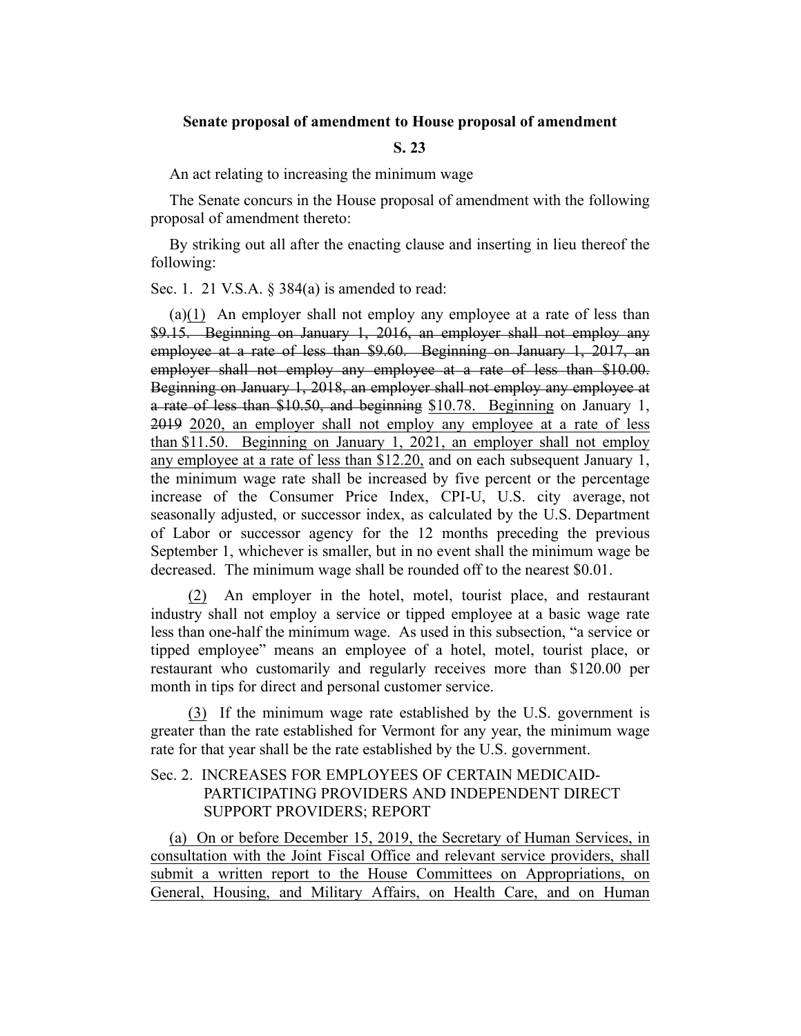**Senate proposal of amendment to House proposal of amendment**

**S. 23**

An act relating to increasing the minimum wage

The Senate concurs in the House proposal of amendment with the following proposal of amendment thereto:

By striking out all after the enacting clause and inserting in lieu thereof the following:

Sec. 1. 21 V.S.A. § 384(a) is amended to read:

(a)<u>(1)</u> An employer shall not employ any employee at a rate of less than ~~$9.15. Beginning on January 1, 2016, an employer shall not employ any employee at a rate of less than $9.60. Beginning on January 1, 2017, an employer shall not employ any employee at a rate of less than $10.00. Beginning on January 1, 2018, an employer shall not employ any employee at a rate of less than $10.50, and beginning~~ <u>$10.78. Beginning</u> on January 1, ~~2019~~ <u>2020, an employer shall not employ any employee at a rate of less than $11.50. Beginning on January 1, 2021, an employer shall not employ any employee at a rate of less than $12.20,</u> and on each subsequent January 1, the minimum wage rate shall be increased by five percent or the percentage increase of the Consumer Price Index, CPI-U, U.S. city average, not seasonally adjusted, or successor index, as calculated by the U.S. Department of Labor or successor agency for the 12 months preceding the previous September 1, whichever is smaller, but in no event shall the minimum wage be decreased. The minimum wage shall be rounded off to the nearest $0.01.

<u>(2)</u> An employer in the hotel, motel, tourist place, and restaurant industry shall not employ a service or tipped employee at a basic wage rate less than one-half the minimum wage. As used in this subsection, "a service or tipped employee" means an employee of a hotel, motel, tourist place, or restaurant who customarily and regularly receives more than $120.00 per month in tips for direct and personal customer service.

<u>(3)</u> If the minimum wage rate established by the U.S. government is greater than the rate established for Vermont for any year, the minimum wage rate for that year shall be the rate established by the U.S. government.

Sec. 2. INCREASES FOR EMPLOYEES OF CERTAIN MEDICAID-PARTICIPATING PROVIDERS AND INDEPENDENT DIRECT SUPPORT PROVIDERS; REPORT

<u>(a) On or before December 15, 2019, the Secretary of Human Services, in consultation with the Joint Fiscal Office and relevant service providers, shall submit a written report to the House Committees on Appropriations, on General, Housing, and Military Affairs, on Health Care, and on Human</u>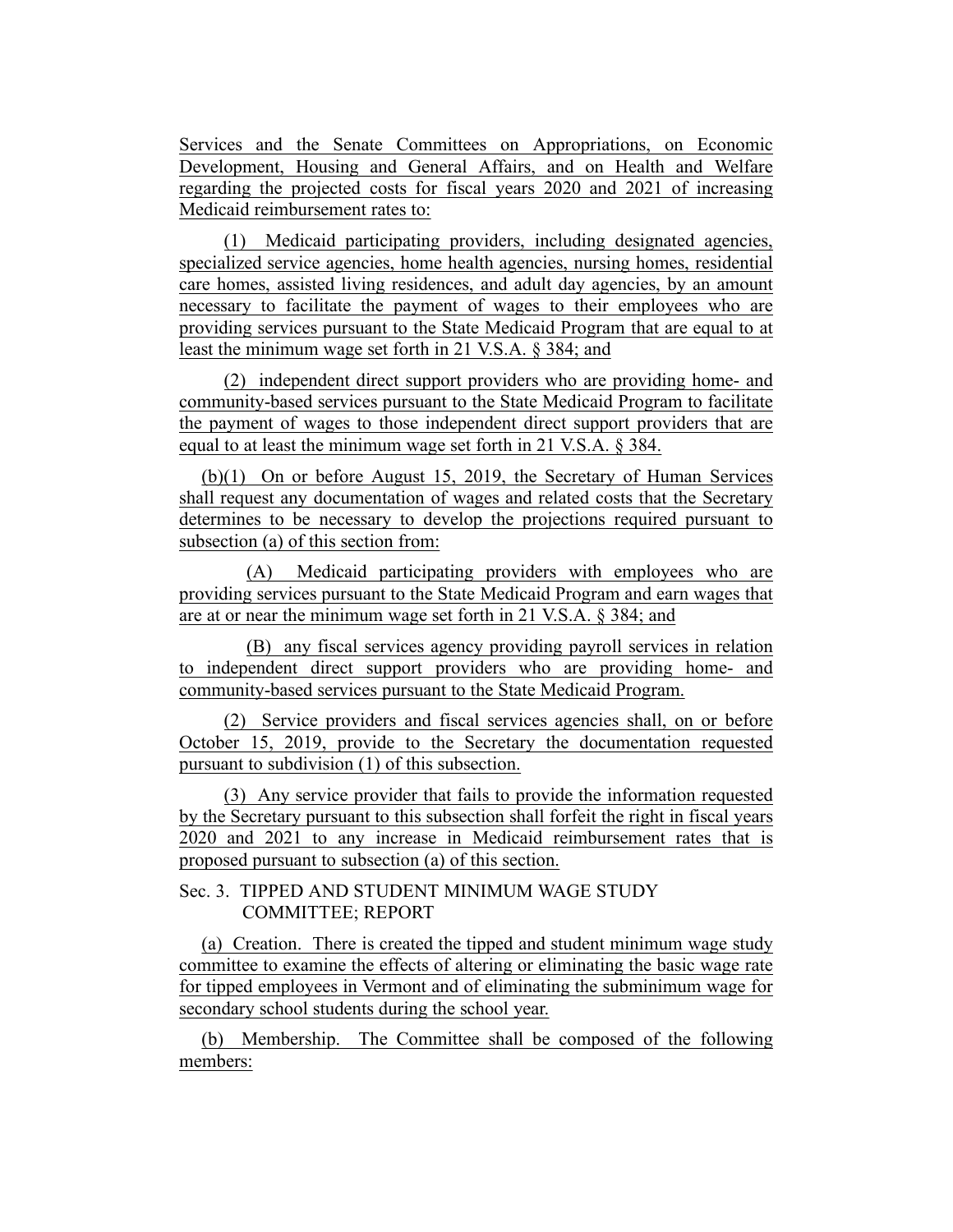Services and the Senate Committees on Appropriations, on Economic Development, Housing and General Affairs, and on Health and Welfare regarding the projected costs for fiscal years 2020 and 2021 of increasing Medicaid reimbursement rates to:

(1) Medicaid participating providers, including designated agencies, specialized service agencies, home health agencies, nursing homes, residential care homes, assisted living residences, and adult day agencies, by an amount necessary to facilitate the payment of wages to their employees who are providing services pursuant to the State Medicaid Program that are equal to at least the minimum wage set forth in 21 V.S.A. § 384; and

(2) independent direct support providers who are providing home- and community-based services pursuant to the State Medicaid Program to facilitate the payment of wages to those independent direct support providers that are equal to at least the minimum wage set forth in 21 V.S.A. § 384.

(b)(1) On or before August 15, 2019, the Secretary of Human Services shall request any documentation of wages and related costs that the Secretary determines to be necessary to develop the projections required pursuant to subsection (a) of this section from:

(A) Medicaid participating providers with employees who are providing services pursuant to the State Medicaid Program and earn wages that are at or near the minimum wage set forth in 21 V.S.A. § 384; and

(B) any fiscal services agency providing payroll services in relation to independent direct support providers who are providing home- and community-based services pursuant to the State Medicaid Program.

(2) Service providers and fiscal services agencies shall, on or before October 15, 2019, provide to the Secretary the documentation requested pursuant to subdivision (1) of this subsection.

(3) Any service provider that fails to provide the information requested by the Secretary pursuant to this subsection shall forfeit the right in fiscal years 2020 and 2021 to any increase in Medicaid reimbursement rates that is proposed pursuant to subsection (a) of this section.

Sec. 3. TIPPED AND STUDENT MINIMUM WAGE STUDY COMMITTEE; REPORT

(a) Creation. There is created the tipped and student minimum wage study committee to examine the effects of altering or eliminating the basic wage rate for tipped employees in Vermont and of eliminating the subminimum wage for secondary school students during the school year.

(b) Membership. The Committee shall be composed of the following members: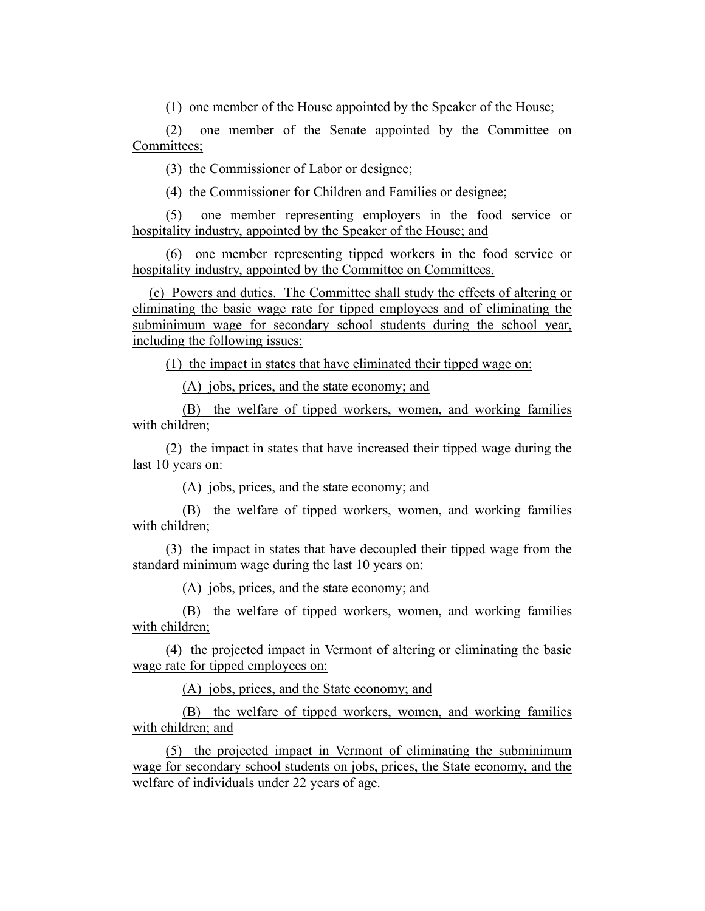(1) one member of the House appointed by the Speaker of the House;

(2) one member of the Senate appointed by the Committee on Committees;

(3) the Commissioner of Labor or designee;

(4) the Commissioner for Children and Families or designee;

(5) one member representing employers in the food service or hospitality industry, appointed by the Speaker of the House; and

(6) one member representing tipped workers in the food service or hospitality industry, appointed by the Committee on Committees.

(c) Powers and duties. The Committee shall study the effects of altering or eliminating the basic wage rate for tipped employees and of eliminating the subminimum wage for secondary school students during the school year, including the following issues:

(1) the impact in states that have eliminated their tipped wage on:

(A) jobs, prices, and the state economy; and

(B) the welfare of tipped workers, women, and working families with children;

(2) the impact in states that have increased their tipped wage during the last 10 years on:

(A) jobs, prices, and the state economy; and

(B) the welfare of tipped workers, women, and working families with children;

(3) the impact in states that have decoupled their tipped wage from the standard minimum wage during the last 10 years on:

(A) jobs, prices, and the state economy; and

(B) the welfare of tipped workers, women, and working families with children;

(4) the projected impact in Vermont of altering or eliminating the basic wage rate for tipped employees on:

(A) jobs, prices, and the State economy; and

(B) the welfare of tipped workers, women, and working families with children; and

(5) the projected impact in Vermont of eliminating the subminimum wage for secondary school students on jobs, prices, the State economy, and the welfare of individuals under 22 years of age.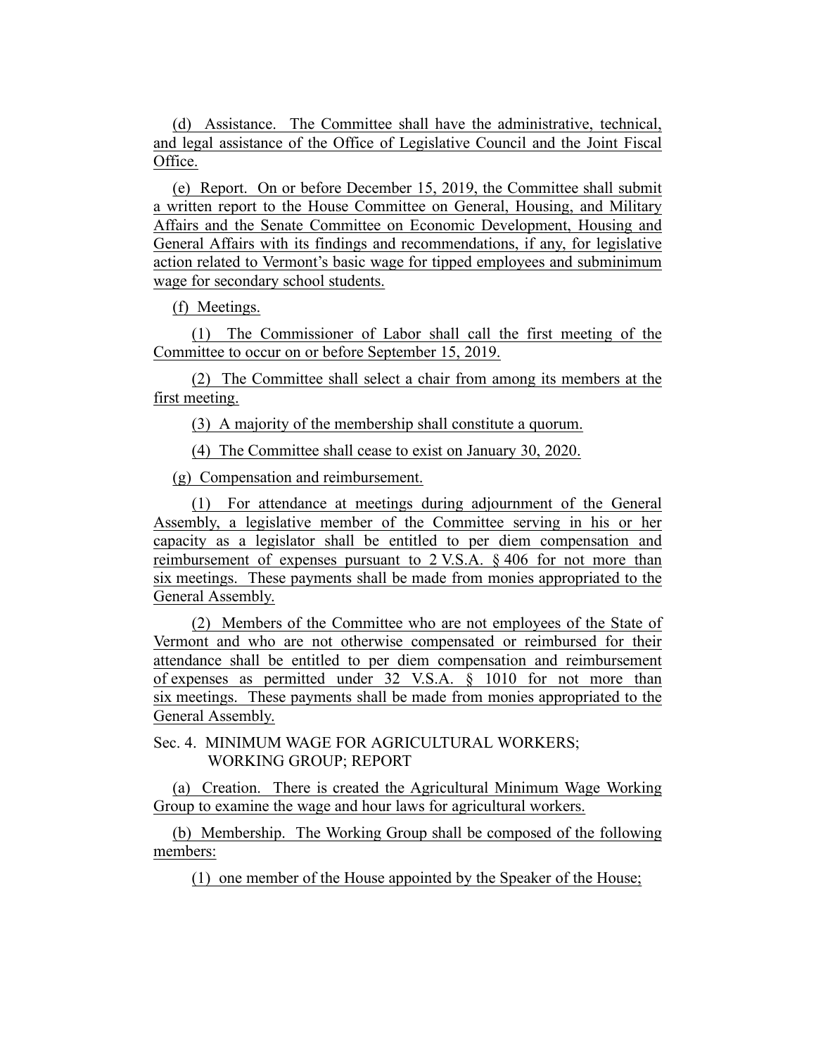(d) Assistance. The Committee shall have the administrative, technical, and legal assistance of the Office of Legislative Council and the Joint Fiscal Office.

(e) Report. On or before December 15, 2019, the Committee shall submit a written report to the House Committee on General, Housing, and Military Affairs and the Senate Committee on Economic Development, Housing and General Affairs with its findings and recommendations, if any, for legislative action related to Vermont's basic wage for tipped employees and subminimum wage for secondary school students.

(f) Meetings.

(1) The Commissioner of Labor shall call the first meeting of the Committee to occur on or before September 15, 2019.

(2) The Committee shall select a chair from among its members at the first meeting.

(3) A majority of the membership shall constitute a quorum.

(4) The Committee shall cease to exist on January 30, 2020.

(g) Compensation and reimbursement.

(1) For attendance at meetings during adjournment of the General Assembly, a legislative member of the Committee serving in his or her capacity as a legislator shall be entitled to per diem compensation and reimbursement of expenses pursuant to 2 V.S.A. § 406 for not more than six meetings. These payments shall be made from monies appropriated to the General Assembly.

(2) Members of the Committee who are not employees of the State of Vermont and who are not otherwise compensated or reimbursed for their attendance shall be entitled to per diem compensation and reimbursement of expenses as permitted under 32 V.S.A. § 1010 for not more than six meetings. These payments shall be made from monies appropriated to the General Assembly.

Sec. 4. MINIMUM WAGE FOR AGRICULTURAL WORKERS; WORKING GROUP; REPORT

(a) Creation. There is created the Agricultural Minimum Wage Working Group to examine the wage and hour laws for agricultural workers.

(b) Membership. The Working Group shall be composed of the following members:

(1) one member of the House appointed by the Speaker of the House;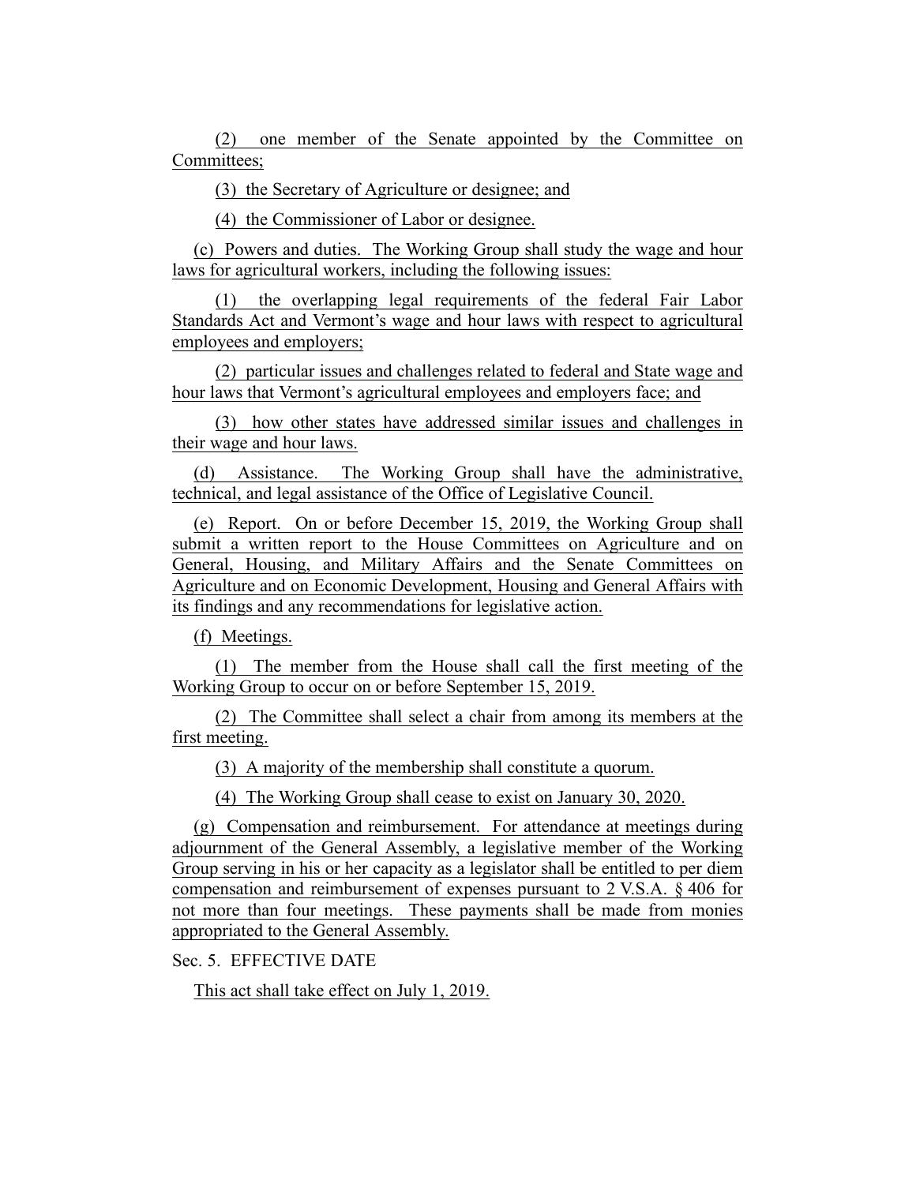(2) one member of the Senate appointed by the Committee on Committees;

(3) the Secretary of Agriculture or designee; and

(4) the Commissioner of Labor or designee.

(c) Powers and duties. The Working Group shall study the wage and hour laws for agricultural workers, including the following issues:

(1) the overlapping legal requirements of the federal Fair Labor Standards Act and Vermont's wage and hour laws with respect to agricultural employees and employers;

(2) particular issues and challenges related to federal and State wage and hour laws that Vermont's agricultural employees and employers face; and

(3) how other states have addressed similar issues and challenges in their wage and hour laws.

(d) Assistance. The Working Group shall have the administrative, technical, and legal assistance of the Office of Legislative Council.

(e) Report. On or before December 15, 2019, the Working Group shall submit a written report to the House Committees on Agriculture and on General, Housing, and Military Affairs and the Senate Committees on Agriculture and on Economic Development, Housing and General Affairs with its findings and any recommendations for legislative action.

(f) Meetings.

(1) The member from the House shall call the first meeting of the Working Group to occur on or before September 15, 2019.

(2) The Committee shall select a chair from among its members at the first meeting.

(3) A majority of the membership shall constitute a quorum.

(4) The Working Group shall cease to exist on January 30, 2020.

(g) Compensation and reimbursement. For attendance at meetings during adjournment of the General Assembly, a legislative member of the Working Group serving in his or her capacity as a legislator shall be entitled to per diem compensation and reimbursement of expenses pursuant to 2 V.S.A. § 406 for not more than four meetings. These payments shall be made from monies appropriated to the General Assembly.

Sec. 5. EFFECTIVE DATE

This act shall take effect on July 1, 2019.